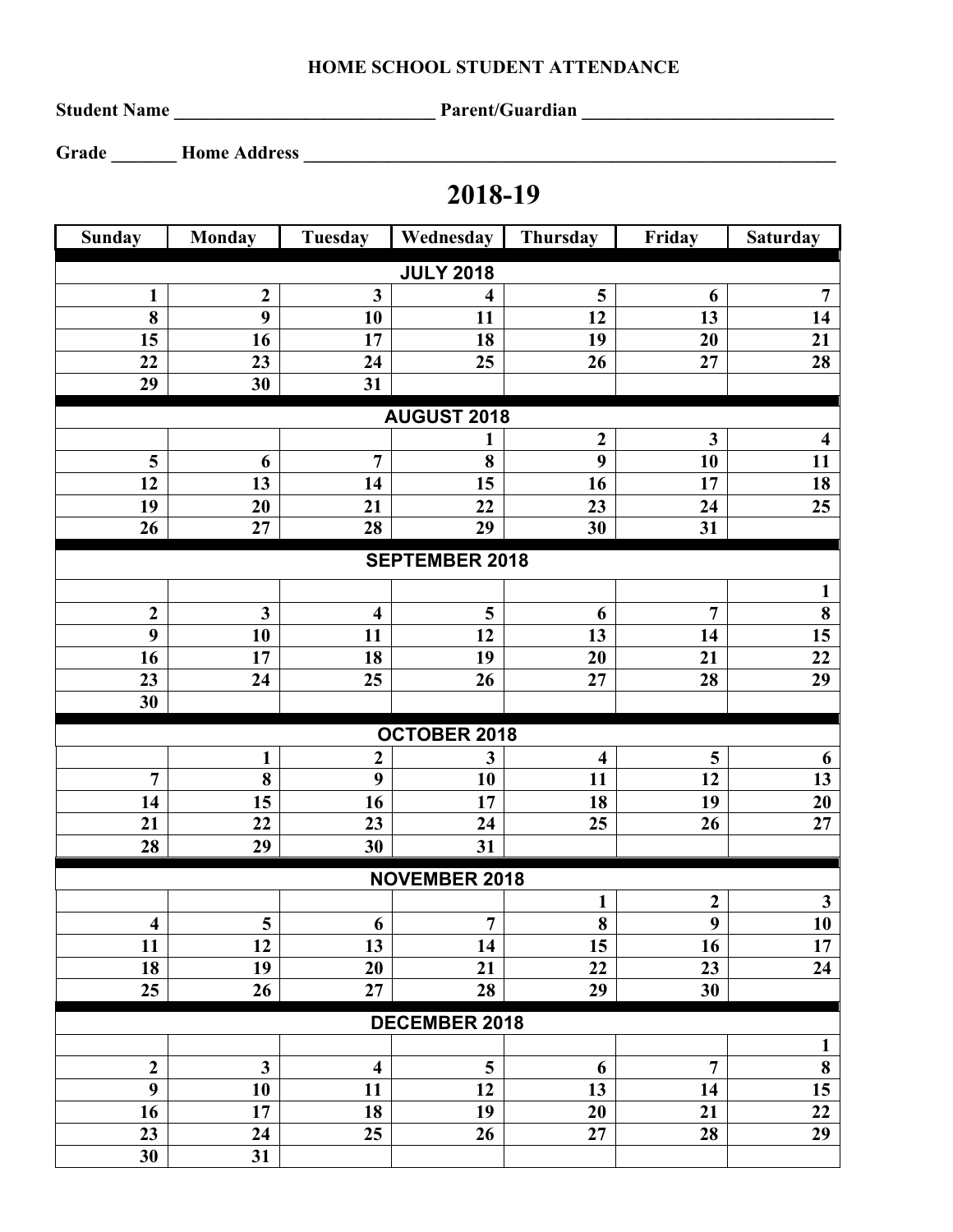# HOME SCHOOL STUDENT ATTENDANCE

**Student Name** _____________________________ **Parent/Guardian** ____________________________

**Grade** _______ **Home Address** ____________________________________________________________

## 2018-19

| Sunday | Monday | Tuesday | Wednesday | Thursday | Friday | Saturday |
|---|---|---|---|---|---|---|
| | | | **JULY 2018** | | | |
| 1 | 2 | 3 | 4 | 5 | 6 | 7 |
| 8 | 9 | 10 | 11 | 12 | 13 | 14 |
| 15 | 16 | 17 | 18 | 19 | 20 | 21 |
| 22 | 23 | 24 | 25 | 26 | 27 | 28 |
| 29 | 30 | 31 | | | | |
| | | | **AUGUST 2018** | | | |
| | | | 1 | 2 | 3 | 4 |
| 5 | 6 | 7 | 8 | 9 | 10 | 11 |
| 12 | 13 | 14 | 15 | 16 | 17 | 18 |
| 19 | 20 | 21 | 22 | 23 | 24 | 25 |
| 26 | 27 | 28 | 29 | 30 | 31 | |
| | | | **SEPTEMBER 2018** | | | |
| | | | | | | 1 |
| 2 | 3 | 4 | 5 | 6 | 7 | 8 |
| 9 | 10 | 11 | 12 | 13 | 14 | 15 |
| 16 | 17 | 18 | 19 | 20 | 21 | 22 |
| 23 | 24 | 25 | 26 | 27 | 28 | 29 |
| 30 | | | | | | |
| | | | **OCTOBER 2018** | | | |
| | 1 | 2 | 3 | 4 | 5 | 6 |
| 7 | 8 | 9 | 10 | 11 | 12 | 13 |
| 14 | 15 | 16 | 17 | 18 | 19 | 20 |
| 21 | 22 | 23 | 24 | 25 | 26 | 27 |
| 28 | 29 | 30 | 31 | | | |
| | | | **NOVEMBER 2018** | | | |
| | | | | 1 | 2 | 3 |
| 4 | 5 | 6 | 7 | 8 | 9 | 10 |
| 11 | 12 | 13 | 14 | 15 | 16 | 17 |
| 18 | 19 | 20 | 21 | 22 | 23 | 24 |
| 25 | 26 | 27 | 28 | 29 | 30 | |
| | | | **DECEMBER 2018** | | | |
| | | | | | | 1 |
| 2 | 3 | 4 | 5 | 6 | 7 | 8 |
| 9 | 10 | 11 | 12 | 13 | 14 | 15 |
| 16 | 17 | 18 | 19 | 20 | 21 | 22 |
| 23 | 24 | 25 | 26 | 27 | 28 | 29 |
| 30 | 31 | | | | | |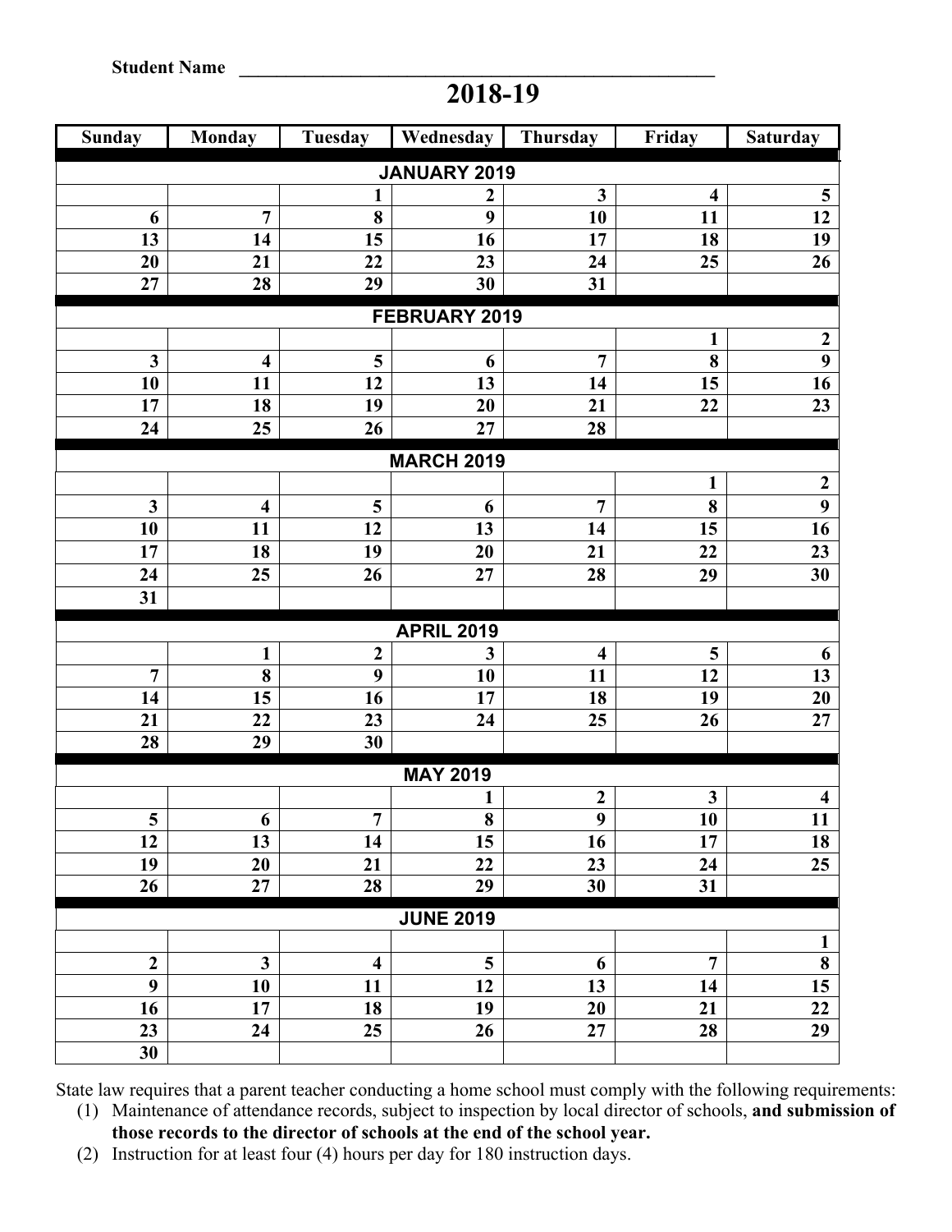**Student Name** ____________________________________________________

# 2018-19

| Sunday | Monday | Tuesday | Wednesday | Thursday | Friday | Saturday |
|---|---|---|---|---|---|---|
| | | | **JANUARY 2019** | | | |
| | | 1 | 2 | 3 | 4 | 5 |
| 6 | 7 | 8 | 9 | 10 | 11 | 12 |
| 13 | 14 | 15 | 16 | 17 | 18 | 19 |
| 20 | 21 | 22 | 23 | 24 | 25 | 26 |
| 27 | 28 | 29 | 30 | 31 | | |
| | | | **FEBRUARY 2019** | | | |
| | | | | | 1 | 2 |
| 3 | 4 | 5 | 6 | 7 | 8 | 9 |
| 10 | 11 | 12 | 13 | 14 | 15 | 16 |
| 17 | 18 | 19 | 20 | 21 | 22 | 23 |
| 24 | 25 | 26 | 27 | 28 | | |
| | | | **MARCH 2019** | | | |
| | | | | | 1 | 2 |
| 3 | 4 | 5 | 6 | 7 | 8 | 9 |
| 10 | 11 | 12 | 13 | 14 | 15 | 16 |
| 17 | 18 | 19 | 20 | 21 | 22 | 23 |
| 24 | 25 | 26 | 27 | 28 | 29 | 30 |
| 31 | | | | | | |
| | | | **APRIL 2019** | | | |
| | 1 | 2 | 3 | 4 | 5 | 6 |
| 7 | 8 | 9 | 10 | 11 | 12 | 13 |
| 14 | 15 | 16 | 17 | 18 | 19 | 20 |
| 21 | 22 | 23 | 24 | 25 | 26 | 27 |
| 28 | 29 | 30 | | | | |
| | | | **MAY 2019** | | | |
| | | | 1 | 2 | 3 | 4 |
| 5 | 6 | 7 | 8 | 9 | 10 | 11 |
| 12 | 13 | 14 | 15 | 16 | 17 | 18 |
| 19 | 20 | 21 | 22 | 23 | 24 | 25 |
| 26 | 27 | 28 | 29 | 30 | 31 | |
| | | | **JUNE 2019** | | | |
| | | | | | | 1 |
| 2 | 3 | 4 | 5 | 6 | 7 | 8 |
| 9 | 10 | 11 | 12 | 13 | 14 | 15 |
| 16 | 17 | 18 | 19 | 20 | 21 | 22 |
| 23 | 24 | 25 | 26 | 27 | 28 | 29 |
| 30 | | | | | | |

State law requires that a parent teacher conducting a home school must comply with the following requirements:

1. Maintenance of attendance records, subject to inspection by local director of schools, **and submission of those records to the director of schools at the end of the school year.**
2. Instruction for at least four (4) hours per day for 180 instruction days.